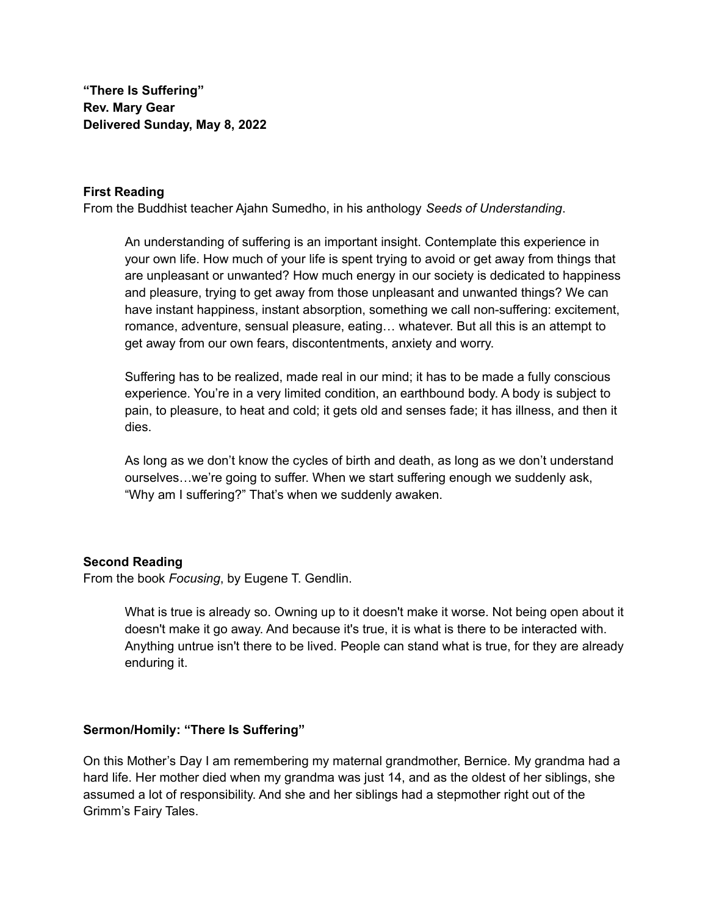**“There Is Suffering”**
**Rev. Mary Gear**
**Delivered Sunday, May 8, 2022**

### First Reading

From the Buddhist teacher Ajahn Sumedho, in his anthology *Seeds of Understanding*.

> An understanding of suffering is an important insight. Contemplate this experience in your own life. How much of your life is spent trying to avoid or get away from things that are unpleasant or unwanted? How much energy in our society is dedicated to happiness and pleasure, trying to get away from those unpleasant and unwanted things? We can have instant happiness, instant absorption, something we call non-suffering: excitement, romance, adventure, sensual pleasure, eating… whatever. But all this is an attempt to get away from our own fears, discontentments, anxiety and worry.
>
> Suffering has to be realized, made real in our mind; it has to be made a fully conscious experience. You’re in a very limited condition, an earthbound body. A body is subject to pain, to pleasure, to heat and cold; it gets old and senses fade; it has illness, and then it dies.
>
> As long as we don’t know the cycles of birth and death, as long as we don’t understand ourselves…we’re going to suffer. When we start suffering enough we suddenly ask, “Why am I suffering?” That’s when we suddenly awaken.

### Second Reading

From the book *Focusing*, by Eugene T. Gendlin.

> What is true is already so. Owning up to it doesn't make it worse. Not being open about it doesn't make it go away. And because it's true, it is what is there to be interacted with. Anything untrue isn't there to be lived. People can stand what is true, for they are already enduring it.

### Sermon/Homily: “There Is Suffering”

On this Mother’s Day I am remembering my maternal grandmother, Bernice. My grandma had a hard life. Her mother died when my grandma was just 14, and as the oldest of her siblings, she assumed a lot of responsibility. And she and her siblings had a stepmother right out of the Grimm’s Fairy Tales.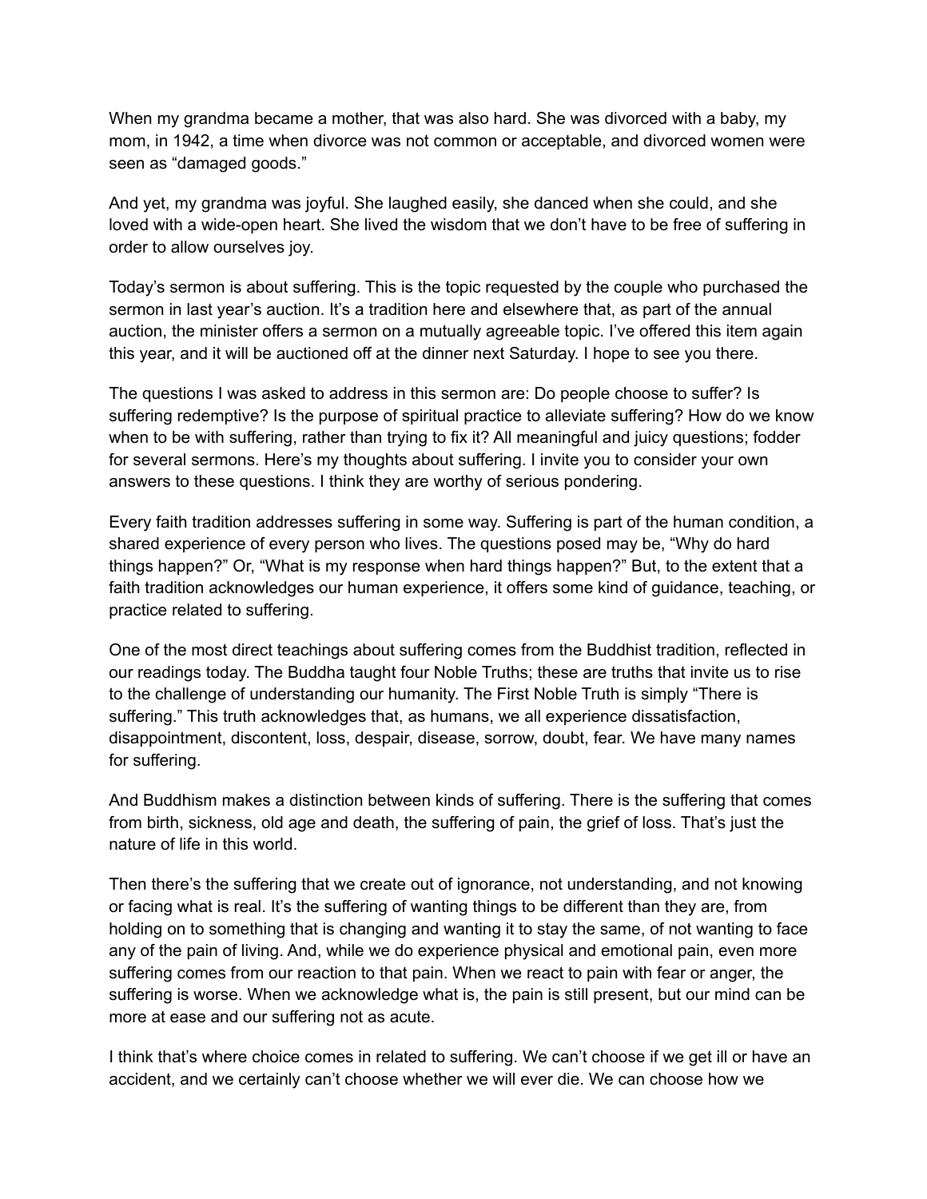When my grandma became a mother, that was also hard. She was divorced with a baby, my mom, in 1942, a time when divorce was not common or acceptable, and divorced women were seen as “damaged goods.”

And yet, my grandma was joyful. She laughed easily, she danced when she could, and she loved with a wide-open heart. She lived the wisdom that we don’t have to be free of suffering in order to allow ourselves joy.

Today’s sermon is about suffering. This is the topic requested by the couple who purchased the sermon in last year’s auction. It’s a tradition here and elsewhere that, as part of the annual auction, the minister offers a sermon on a mutually agreeable topic. I’ve offered this item again this year, and it will be auctioned off at the dinner next Saturday. I hope to see you there.

The questions I was asked to address in this sermon are: Do people choose to suffer? Is suffering redemptive? Is the purpose of spiritual practice to alleviate suffering? How do we know when to be with suffering, rather than trying to fix it? All meaningful and juicy questions; fodder for several sermons. Here’s my thoughts about suffering. I invite you to consider your own answers to these questions. I think they are worthy of serious pondering.

Every faith tradition addresses suffering in some way. Suffering is part of the human condition, a shared experience of every person who lives. The questions posed may be, “Why do hard things happen?” Or, “What is my response when hard things happen?” But, to the extent that a faith tradition acknowledges our human experience, it offers some kind of guidance, teaching, or practice related to suffering.

One of the most direct teachings about suffering comes from the Buddhist tradition, reflected in our readings today. The Buddha taught four Noble Truths; these are truths that invite us to rise to the challenge of understanding our humanity. The First Noble Truth is simply “There is suffering.” This truth acknowledges that, as humans, we all experience dissatisfaction, disappointment, discontent, loss, despair, disease, sorrow, doubt, fear. We have many names for suffering.

And Buddhism makes a distinction between kinds of suffering. There is the suffering that comes from birth, sickness, old age and death, the suffering of pain, the grief of loss. That’s just the nature of life in this world.

Then there’s the suffering that we create out of ignorance, not understanding, and not knowing or facing what is real. It’s the suffering of wanting things to be different than they are, from holding on to something that is changing and wanting it to stay the same, of not wanting to face any of the pain of living. And, while we do experience physical and emotional pain, even more suffering comes from our reaction to that pain. When we react to pain with fear or anger, the suffering is worse. When we acknowledge what is, the pain is still present, but our mind can be more at ease and our suffering not as acute.

I think that’s where choice comes in related to suffering. We can’t choose if we get ill or have an accident, and we certainly can’t choose whether we will ever die. We can choose how we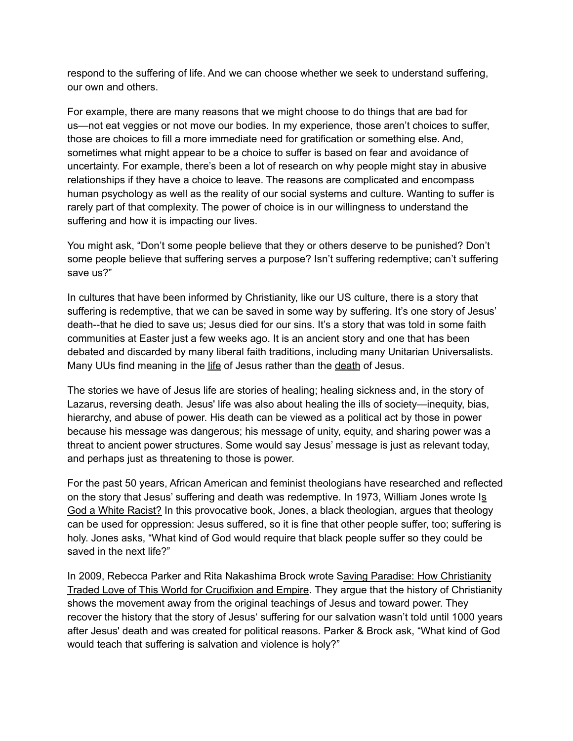respond to the suffering of life. And we can choose whether we seek to understand suffering, our own and others.

For example, there are many reasons that we might choose to do things that are bad for us—not eat veggies or not move our bodies. In my experience, those aren't choices to suffer, those are choices to fill a more immediate need for gratification or something else. And, sometimes what might appear to be a choice to suffer is based on fear and avoidance of uncertainty. For example, there's been a lot of research on why people might stay in abusive relationships if they have a choice to leave. The reasons are complicated and encompass human psychology as well as the reality of our social systems and culture. Wanting to suffer is rarely part of that complexity. The power of choice is in our willingness to understand the suffering and how it is impacting our lives.

You might ask, "Don't some people believe that they or others deserve to be punished? Don't some people believe that suffering serves a purpose? Isn't suffering redemptive; can't suffering save us?"

In cultures that have been informed by Christianity, like our US culture, there is a story that suffering is redemptive, that we can be saved in some way by suffering. It's one story of Jesus' death--that he died to save us; Jesus died for our sins. It's a story that was told in some faith communities at Easter just a few weeks ago. It is an ancient story and one that has been debated and discarded by many liberal faith traditions, including many Unitarian Universalists. Many UUs find meaning in the <u>life</u> of Jesus rather than the <u>death</u> of Jesus.

The stories we have of Jesus life are stories of healing; healing sickness and, in the story of Lazarus, reversing death. Jesus' life was also about healing the ills of society—inequity, bias, hierarchy, and abuse of power. His death can be viewed as a political act by those in power because his message was dangerous; his message of unity, equity, and sharing power was a threat to ancient power structures. Some would say Jesus' message is just as relevant today, and perhaps just as threatening to those is power.

For the past 50 years, African American and feminist theologians have researched and reflected on the story that Jesus' suffering and death was redemptive. In 1973, William Jones wrote <u>Is God a White Racist?</u> In this provocative book, Jones, a black theologian, argues that theology can be used for oppression: Jesus suffered, so it is fine that other people suffer, too; suffering is holy. Jones asks, "What kind of God would require that black people suffer so they could be saved in the next life?"

In 2009, Rebecca Parker and Rita Nakashima Brock wrote <u>Saving Paradise: How Christianity Traded Love of This World for Crucifixion and Empire</u>. They argue that the history of Christianity shows the movement away from the original teachings of Jesus and toward power. They recover the history that the story of Jesus' suffering for our salvation wasn't told until 1000 years after Jesus' death and was created for political reasons. Parker & Brock ask, "What kind of God would teach that suffering is salvation and violence is holy?"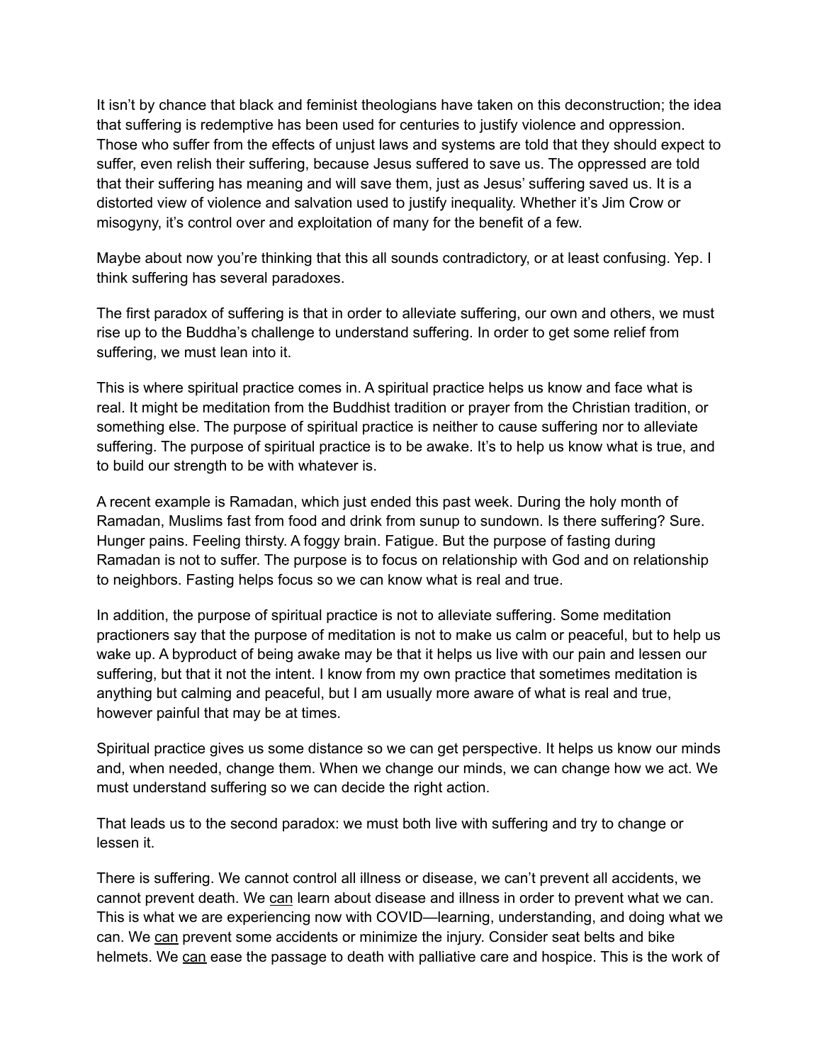It isn't by chance that black and feminist theologians have taken on this deconstruction; the idea that suffering is redemptive has been used for centuries to justify violence and oppression. Those who suffer from the effects of unjust laws and systems are told that they should expect to suffer, even relish their suffering, because Jesus suffered to save us. The oppressed are told that their suffering has meaning and will save them, just as Jesus' suffering saved us. It is a distorted view of violence and salvation used to justify inequality. Whether it's Jim Crow or misogyny, it's control over and exploitation of many for the benefit of a few.

Maybe about now you're thinking that this all sounds contradictory, or at least confusing. Yep. I think suffering has several paradoxes.

The first paradox of suffering is that in order to alleviate suffering, our own and others, we must rise up to the Buddha's challenge to understand suffering. In order to get some relief from suffering, we must lean into it.

This is where spiritual practice comes in. A spiritual practice helps us know and face what is real. It might be meditation from the Buddhist tradition or prayer from the Christian tradition, or something else. The purpose of spiritual practice is neither to cause suffering nor to alleviate suffering. The purpose of spiritual practice is to be awake. It's to help us know what is true, and to build our strength to be with whatever is.

A recent example is Ramadan, which just ended this past week. During the holy month of Ramadan, Muslims fast from food and drink from sunup to sundown. Is there suffering? Sure. Hunger pains. Feeling thirsty. A foggy brain. Fatigue. But the purpose of fasting during Ramadan is not to suffer. The purpose is to focus on relationship with God and on relationship to neighbors. Fasting helps focus so we can know what is real and true.

In addition, the purpose of spiritual practice is not to alleviate suffering. Some meditation practioners say that the purpose of meditation is not to make us calm or peaceful, but to help us wake up. A byproduct of being awake may be that it helps us live with our pain and lessen our suffering, but that it not the intent. I know from my own practice that sometimes meditation is anything but calming and peaceful, but I am usually more aware of what is real and true, however painful that may be at times.

Spiritual practice gives us some distance so we can get perspective. It helps us know our minds and, when needed, change them. When we change our minds, we can change how we act. We must understand suffering so we can decide the right action.

That leads us to the second paradox: we must both live with suffering and try to change or lessen it.

There is suffering. We cannot control all illness or disease, we can't prevent all accidents, we cannot prevent death. We <u>can</u> learn about disease and illness in order to prevent what we can. This is what we are experiencing now with COVID—learning, understanding, and doing what we can. We <u>can</u> prevent some accidents or minimize the injury. Consider seat belts and bike helmets. We <u>can</u> ease the passage to death with palliative care and hospice. This is the work of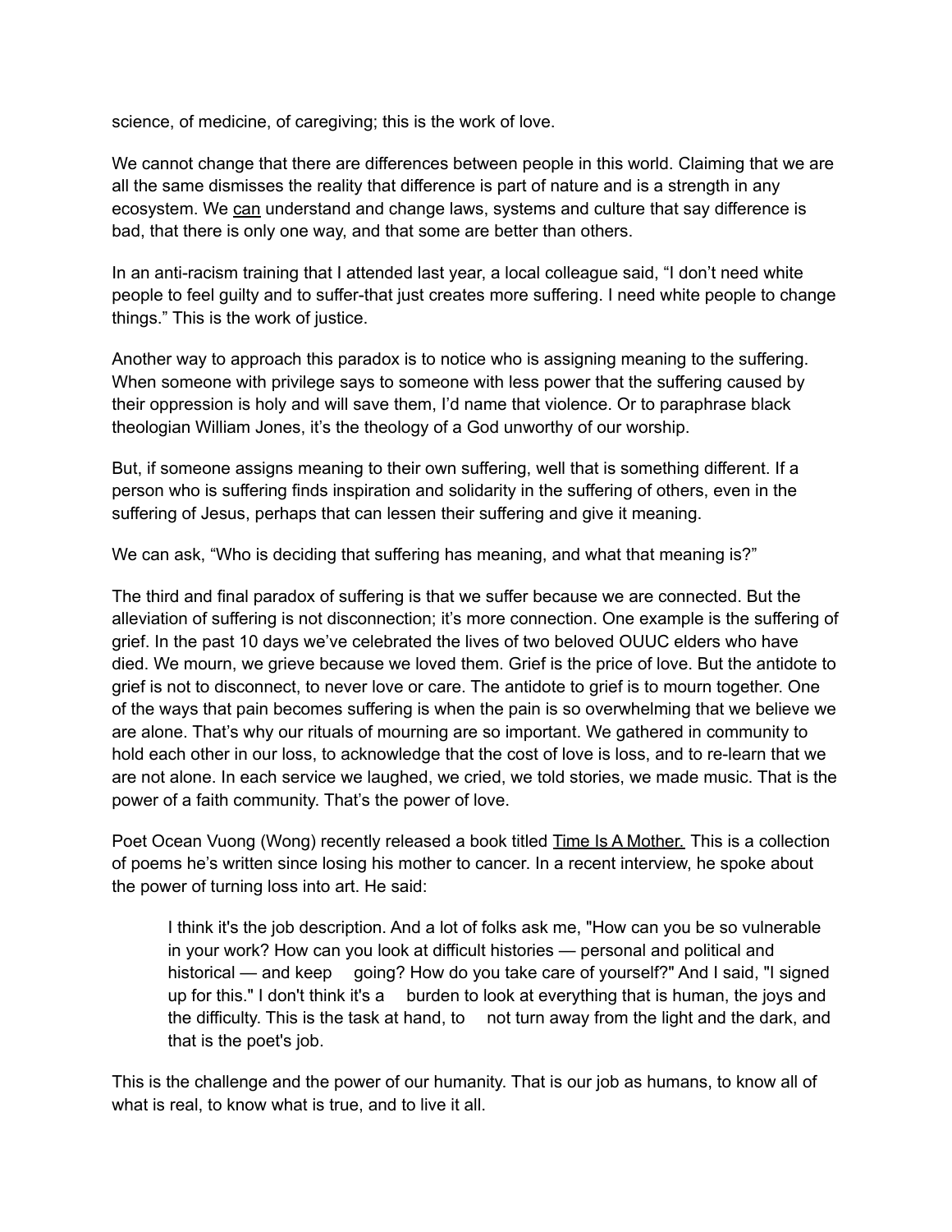science, of medicine, of caregiving; this is the work of love.

We cannot change that there are differences between people in this world. Claiming that we are all the same dismisses the reality that difference is part of nature and is a strength in any ecosystem. We <u>can</u> understand and change laws, systems and culture that say difference is bad, that there is only one way, and that some are better than others.

In an anti-racism training that I attended last year, a local colleague said, "I don't need white people to feel guilty and to suffer-that just creates more suffering. I need white people to change things." This is the work of justice.

Another way to approach this paradox is to notice who is assigning meaning to the suffering. When someone with privilege says to someone with less power that the suffering caused by their oppression is holy and will save them, I'd name that violence. Or to paraphrase black theologian William Jones, it's the theology of a God unworthy of our worship.

But, if someone assigns meaning to their own suffering, well that is something different. If a person who is suffering finds inspiration and solidarity in the suffering of others, even in the suffering of Jesus, perhaps that can lessen their suffering and give it meaning.

We can ask, "Who is deciding that suffering has meaning, and what that meaning is?"

The third and final paradox of suffering is that we suffer because we are connected. But the alleviation of suffering is not disconnection; it's more connection. One example is the suffering of grief. In the past 10 days we've celebrated the lives of two beloved OUUC elders who have died. We mourn, we grieve because we loved them. Grief is the price of love. But the antidote to grief is not to disconnect, to never love or care. The antidote to grief is to mourn together. One of the ways that pain becomes suffering is when the pain is so overwhelming that we believe we are alone. That's why our rituals of mourning are so important. We gathered in community to hold each other in our loss, to acknowledge that the cost of love is loss, and to re-learn that we are not alone. In each service we laughed, we cried, we told stories, we made music. That is the power of a faith community. That's the power of love.

Poet Ocean Vuong (Wong) recently released a book titled <u>Time Is A Mother.</u> This is a collection of poems he's written since losing his mother to cancer. In a recent interview, he spoke about the power of turning loss into art. He said:

> I think it's the job description. And a lot of folks ask me, "How can you be so vulnerable in your work? How can you look at difficult histories — personal and political and historical — and keep going? How do you take care of yourself?" And I said, "I signed up for this." I don't think it's a burden to look at everything that is human, the joys and the difficulty. This is the task at hand, to not turn away from the light and the dark, and that is the poet's job.

This is the challenge and the power of our humanity. That is our job as humans, to know all of what is real, to know what is true, and to live it all.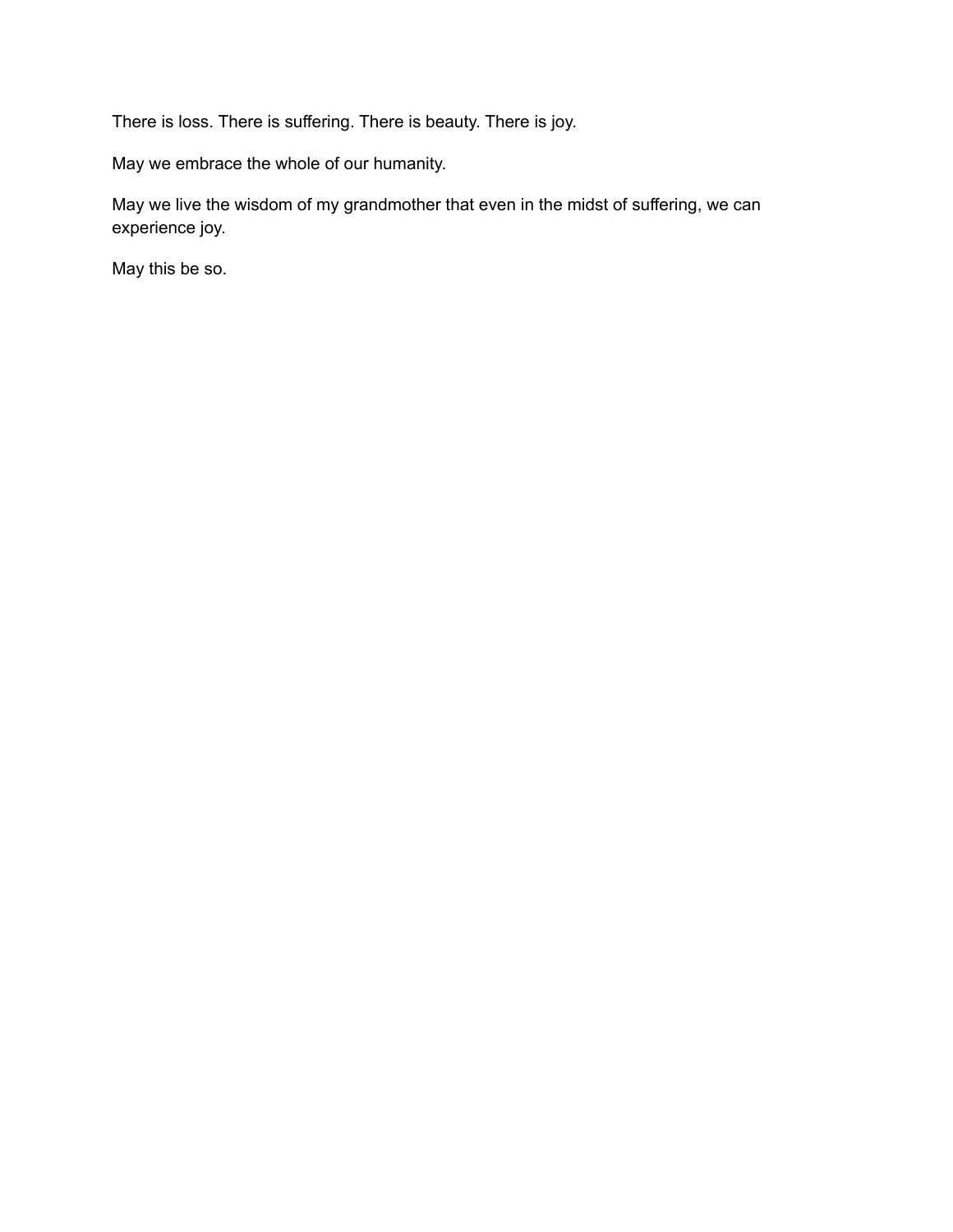There is loss. There is suffering. There is beauty. There is joy.

May we embrace the whole of our humanity.

May we live the wisdom of my grandmother that even in the midst of suffering, we can experience joy.

May this be so.